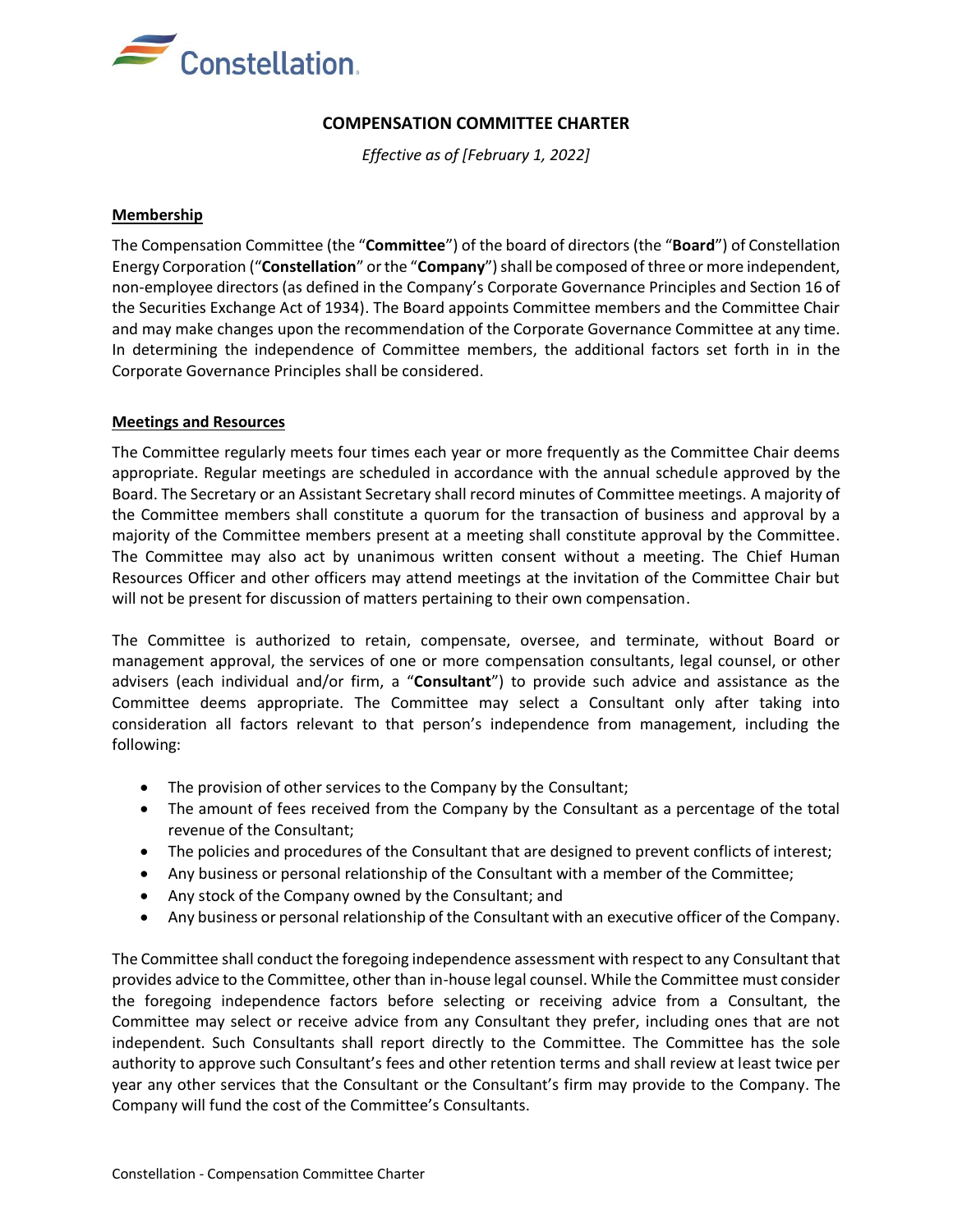# COMPENSATION COMMITTEE CHARTER

*Effective as of [February 1, 2022]*

## Membership

The Compensation Committee (the "**Committee**") of the board of directors (the "**Board**") of Constellation Energy Corporation ("**Constellation**" or the "**Company**") shall be composed of three or more independent, non-employee directors (as defined in the Company's Corporate Governance Principles and Section 16 of the Securities Exchange Act of 1934). The Board appoints Committee members and the Committee Chair and may make changes upon the recommendation of the Corporate Governance Committee at any time. In determining the independence of Committee members, the additional factors set forth in in the Corporate Governance Principles shall be considered.

## Meetings and Resources

The Committee regularly meets four times each year or more frequently as the Committee Chair deems appropriate. Regular meetings are scheduled in accordance with the annual schedule approved by the Board. The Secretary or an Assistant Secretary shall record minutes of Committee meetings. A majority of the Committee members shall constitute a quorum for the transaction of business and approval by a majority of the Committee members present at a meeting shall constitute approval by the Committee. The Committee may also act by unanimous written consent without a meeting. The Chief Human Resources Officer and other officers may attend meetings at the invitation of the Committee Chair but will not be present for discussion of matters pertaining to their own compensation.

The Committee is authorized to retain, compensate, oversee, and terminate, without Board or management approval, the services of one or more compensation consultants, legal counsel, or other advisers (each individual and/or firm, a "**Consultant**") to provide such advice and assistance as the Committee deems appropriate. The Committee may select a Consultant only after taking into consideration all factors relevant to that person's independence from management, including the following:

- The provision of other services to the Company by the Consultant;
- The amount of fees received from the Company by the Consultant as a percentage of the total revenue of the Consultant;
- The policies and procedures of the Consultant that are designed to prevent conflicts of interest;
- Any business or personal relationship of the Consultant with a member of the Committee;
- Any stock of the Company owned by the Consultant; and
- Any business or personal relationship of the Consultant with an executive officer of the Company.

The Committee shall conduct the foregoing independence assessment with respect to any Consultant that provides advice to the Committee, other than in-house legal counsel. While the Committee must consider the foregoing independence factors before selecting or receiving advice from a Consultant, the Committee may select or receive advice from any Consultant they prefer, including ones that are not independent. Such Consultants shall report directly to the Committee. The Committee has the sole authority to approve such Consultant's fees and other retention terms and shall review at least twice per year any other services that the Consultant or the Consultant's firm may provide to the Company. The Company will fund the cost of the Committee's Consultants.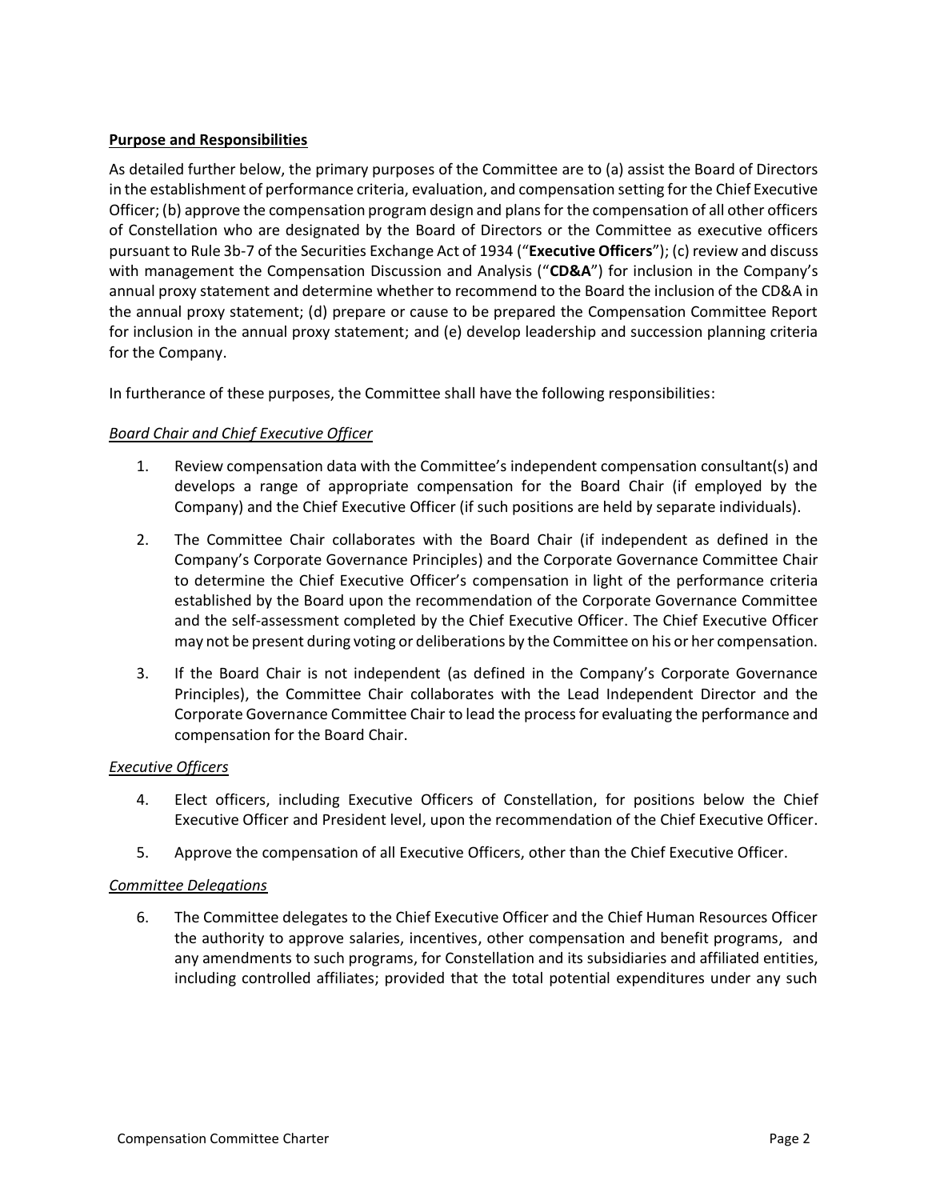**Purpose and Responsibilities**

As detailed further below, the primary purposes of the Committee are to (a) assist the Board of Directors in the establishment of performance criteria, evaluation, and compensation setting for the Chief Executive Officer; (b) approve the compensation program design and plans for the compensation of all other officers of Constellation who are designated by the Board of Directors or the Committee as executive officers pursuant to Rule 3b-7 of the Securities Exchange Act of 1934 ("**Executive Officers**"); (c) review and discuss with management the Compensation Discussion and Analysis ("**CD&A**") for inclusion in the Company's annual proxy statement and determine whether to recommend to the Board the inclusion of the CD&A in the annual proxy statement; (d) prepare or cause to be prepared the Compensation Committee Report for inclusion in the annual proxy statement; and (e) develop leadership and succession planning criteria for the Company.

In furtherance of these purposes, the Committee shall have the following responsibilities:

*Board Chair and Chief Executive Officer*

1. Review compensation data with the Committee's independent compensation consultant(s) and develops a range of appropriate compensation for the Board Chair (if employed by the Company) and the Chief Executive Officer (if such positions are held by separate individuals).

2. The Committee Chair collaborates with the Board Chair (if independent as defined in the Company's Corporate Governance Principles) and the Corporate Governance Committee Chair to determine the Chief Executive Officer's compensation in light of the performance criteria established by the Board upon the recommendation of the Corporate Governance Committee and the self-assessment completed by the Chief Executive Officer. The Chief Executive Officer may not be present during voting or deliberations by the Committee on his or her compensation.

3. If the Board Chair is not independent (as defined in the Company's Corporate Governance Principles), the Committee Chair collaborates with the Lead Independent Director and the Corporate Governance Committee Chair to lead the process for evaluating the performance and compensation for the Board Chair.

*Executive Officers*

4. Elect officers, including Executive Officers of Constellation, for positions below the Chief Executive Officer and President level, upon the recommendation of the Chief Executive Officer.

5. Approve the compensation of all Executive Officers, other than the Chief Executive Officer.

*Committee Delegations*

6. The Committee delegates to the Chief Executive Officer and the Chief Human Resources Officer the authority to approve salaries, incentives, other compensation and benefit programs, and any amendments to such programs, for Constellation and its subsidiaries and affiliated entities, including controlled affiliates; provided that the total potential expenditures under any such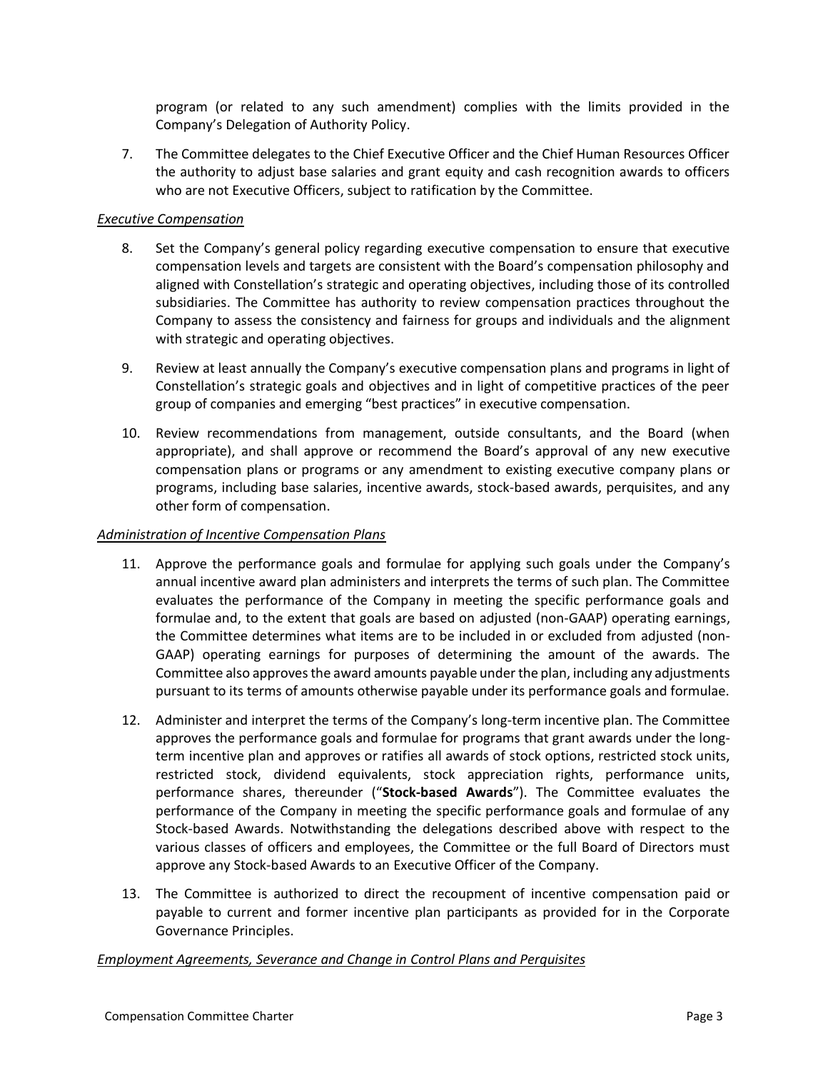program (or related to any such amendment) complies with the limits provided in the Company's Delegation of Authority Policy.

7. The Committee delegates to the Chief Executive Officer and the Chief Human Resources Officer the authority to adjust base salaries and grant equity and cash recognition awards to officers who are not Executive Officers, subject to ratification by the Committee.

*Executive Compensation*

8. Set the Company's general policy regarding executive compensation to ensure that executive compensation levels and targets are consistent with the Board's compensation philosophy and aligned with Constellation's strategic and operating objectives, including those of its controlled subsidiaries. The Committee has authority to review compensation practices throughout the Company to assess the consistency and fairness for groups and individuals and the alignment with strategic and operating objectives.

9. Review at least annually the Company's executive compensation plans and programs in light of Constellation's strategic goals and objectives and in light of competitive practices of the peer group of companies and emerging "best practices" in executive compensation.

10. Review recommendations from management, outside consultants, and the Board (when appropriate), and shall approve or recommend the Board's approval of any new executive compensation plans or programs or any amendment to existing executive company plans or programs, including base salaries, incentive awards, stock-based awards, perquisites, and any other form of compensation.

*Administration of Incentive Compensation Plans*

11. Approve the performance goals and formulae for applying such goals under the Company's annual incentive award plan administers and interprets the terms of such plan. The Committee evaluates the performance of the Company in meeting the specific performance goals and formulae and, to the extent that goals are based on adjusted (non-GAAP) operating earnings, the Committee determines what items are to be included in or excluded from adjusted (non-GAAP) operating earnings for purposes of determining the amount of the awards. The Committee also approves the award amounts payable under the plan, including any adjustments pursuant to its terms of amounts otherwise payable under its performance goals and formulae.

12. Administer and interpret the terms of the Company's long-term incentive plan. The Committee approves the performance goals and formulae for programs that grant awards under the long-term incentive plan and approves or ratifies all awards of stock options, restricted stock units, restricted stock, dividend equivalents, stock appreciation rights, performance units, performance shares, thereunder ("**Stock-based Awards**"). The Committee evaluates the performance of the Company in meeting the specific performance goals and formulae of any Stock-based Awards. Notwithstanding the delegations described above with respect to the various classes of officers and employees, the Committee or the full Board of Directors must approve any Stock-based Awards to an Executive Officer of the Company.

13. The Committee is authorized to direct the recoupment of incentive compensation paid or payable to current and former incentive plan participants as provided for in the Corporate Governance Principles.

*Employment Agreements, Severance and Change in Control Plans and Perquisites*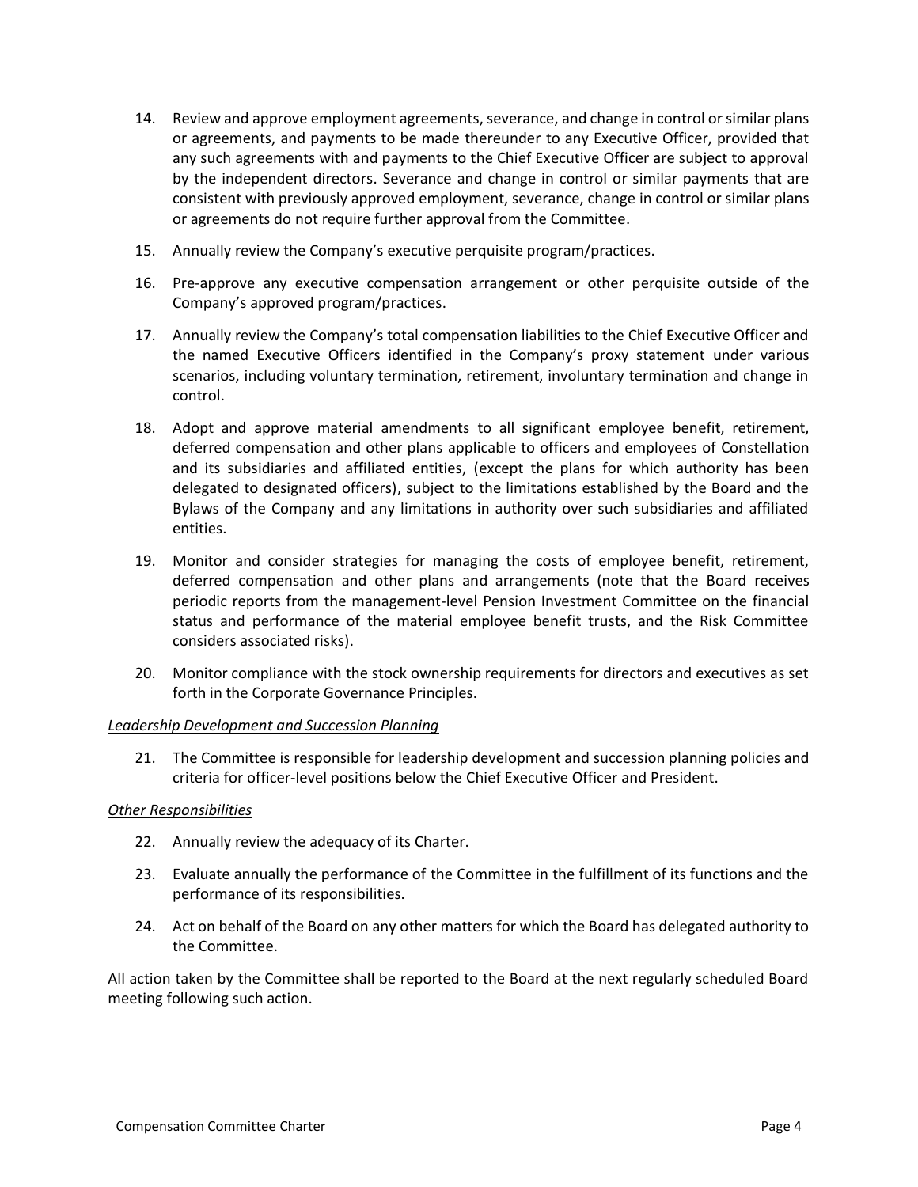14. Review and approve employment agreements, severance, and change in control or similar plans or agreements, and payments to be made thereunder to any Executive Officer, provided that any such agreements with and payments to the Chief Executive Officer are subject to approval by the independent directors. Severance and change in control or similar payments that are consistent with previously approved employment, severance, change in control or similar plans or agreements do not require further approval from the Committee.

15. Annually review the Company's executive perquisite program/practices.

16. Pre-approve any executive compensation arrangement or other perquisite outside of the Company's approved program/practices.

17. Annually review the Company's total compensation liabilities to the Chief Executive Officer and the named Executive Officers identified in the Company's proxy statement under various scenarios, including voluntary termination, retirement, involuntary termination and change in control.

18. Adopt and approve material amendments to all significant employee benefit, retirement, deferred compensation and other plans applicable to officers and employees of Constellation and its subsidiaries and affiliated entities, (except the plans for which authority has been delegated to designated officers), subject to the limitations established by the Board and the Bylaws of the Company and any limitations in authority over such subsidiaries and affiliated entities.

19. Monitor and consider strategies for managing the costs of employee benefit, retirement, deferred compensation and other plans and arrangements (note that the Board receives periodic reports from the management-level Pension Investment Committee on the financial status and performance of the material employee benefit trusts, and the Risk Committee considers associated risks).

20. Monitor compliance with the stock ownership requirements for directors and executives as set forth in the Corporate Governance Principles.

*Leadership Development and Succession Planning*

21. The Committee is responsible for leadership development and succession planning policies and criteria for officer-level positions below the Chief Executive Officer and President.

*Other Responsibilities*

22. Annually review the adequacy of its Charter.

23. Evaluate annually the performance of the Committee in the fulfillment of its functions and the performance of its responsibilities.

24. Act on behalf of the Board on any other matters for which the Board has delegated authority to the Committee.

All action taken by the Committee shall be reported to the Board at the next regularly scheduled Board meeting following such action.